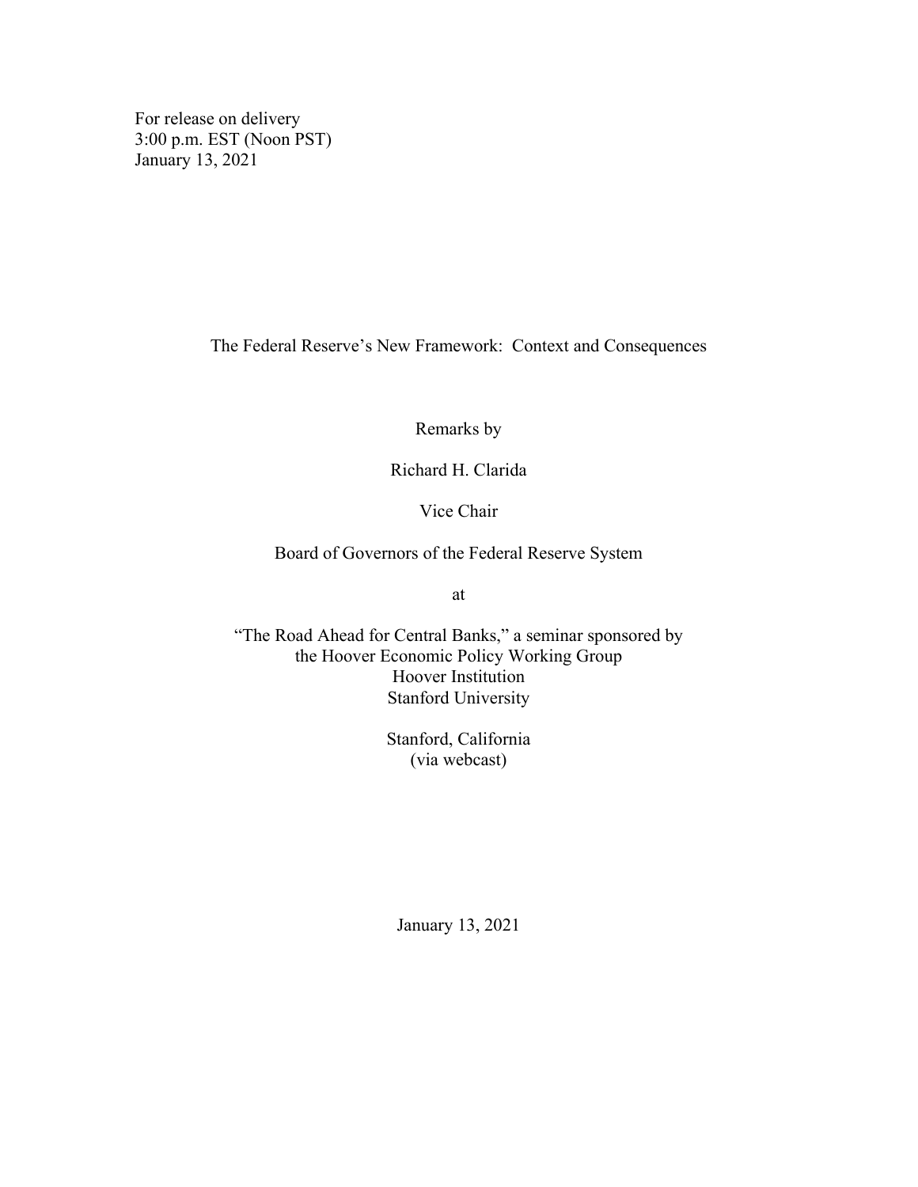For release on delivery
3:00 p.m. EST (Noon PST)
January 13, 2021

# The Federal Reserve's New Framework: Context and Consequences

Remarks by

Richard H. Clarida

Vice Chair

Board of Governors of the Federal Reserve System

at

"The Road Ahead for Central Banks," a seminar sponsored by
the Hoover Economic Policy Working Group
Hoover Institution
Stanford University

Stanford, California
(via webcast)

January 13, 2021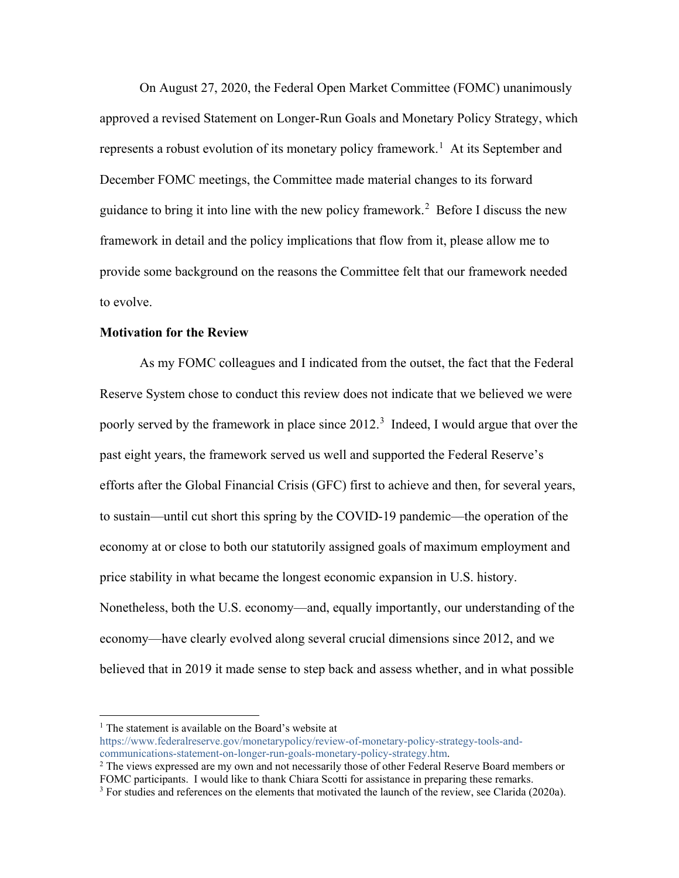On August 27, 2020, the Federal Open Market Committee (FOMC) unanimously approved a revised Statement on Longer-Run Goals and Monetary Policy Strategy, which represents a robust evolution of its monetary policy framework.[1] At its September and December FOMC meetings, the Committee made material changes to its forward guidance to bring it into line with the new policy framework.[2] Before I discuss the new framework in detail and the policy implications that flow from it, please allow me to provide some background on the reasons the Committee felt that our framework needed to evolve.

**Motivation for the Review**

As my FOMC colleagues and I indicated from the outset, the fact that the Federal Reserve System chose to conduct this review does not indicate that we believed we were poorly served by the framework in place since 2012.[3] Indeed, I would argue that over the past eight years, the framework served us well and supported the Federal Reserve's efforts after the Global Financial Crisis (GFC) first to achieve and then, for several years, to sustain—until cut short this spring by the COVID-19 pandemic—the operation of the economy at or close to both our statutorily assigned goals of maximum employment and price stability in what became the longest economic expansion in U.S. history. Nonetheless, both the U.S. economy—and, equally importantly, our understanding of the economy—have clearly evolved along several crucial dimensions since 2012, and we believed that in 2019 it made sense to step back and assess whether, and in what possible

---

[1] The statement is available on the Board's website at https://www.federalreserve.gov/monetarypolicy/review-of-monetary-policy-strategy-tools-and-communications-statement-on-longer-run-goals-monetary-policy-strategy.htm.

[2] The views expressed are my own and not necessarily those of other Federal Reserve Board members or FOMC participants. I would like to thank Chiara Scotti for assistance in preparing these remarks.

[3] For studies and references on the elements that motivated the launch of the review, see Clarida (2020a).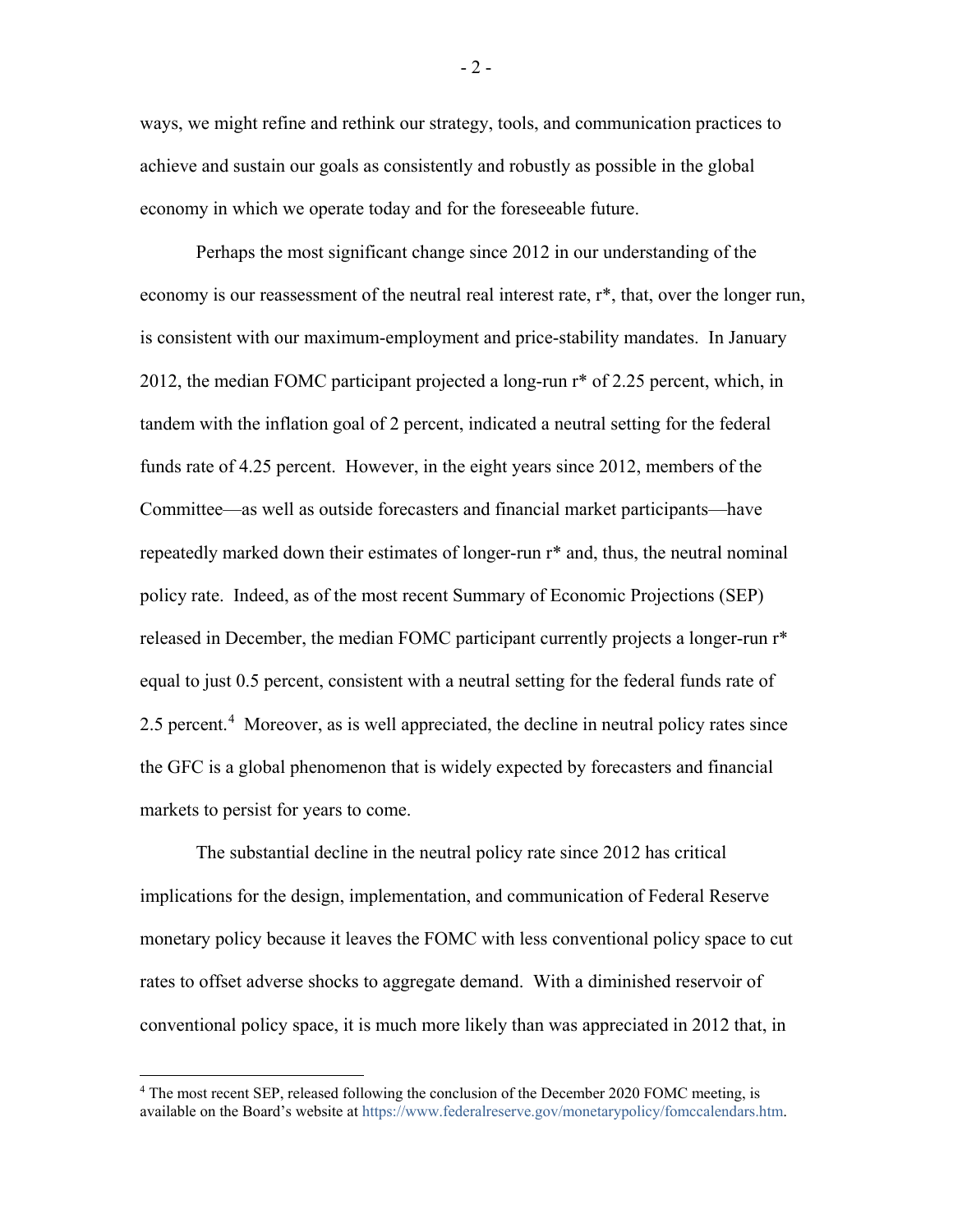ways, we might refine and rethink our strategy, tools, and communication practices to achieve and sustain our goals as consistently and robustly as possible in the global economy in which we operate today and for the foreseeable future.

Perhaps the most significant change since 2012 in our understanding of the economy is our reassessment of the neutral real interest rate, r*, that, over the longer run, is consistent with our maximum-employment and price-stability mandates. In January 2012, the median FOMC participant projected a long-run r* of 2.25 percent, which, in tandem with the inflation goal of 2 percent, indicated a neutral setting for the federal funds rate of 4.25 percent. However, in the eight years since 2012, members of the Committee—as well as outside forecasters and financial market participants—have repeatedly marked down their estimates of longer-run r* and, thus, the neutral nominal policy rate. Indeed, as of the most recent Summary of Economic Projections (SEP) released in December, the median FOMC participant currently projects a longer-run r* equal to just 0.5 percent, consistent with a neutral setting for the federal funds rate of 2.5 percent.[4] Moreover, as is well appreciated, the decline in neutral policy rates since the GFC is a global phenomenon that is widely expected by forecasters and financial markets to persist for years to come.

The substantial decline in the neutral policy rate since 2012 has critical implications for the design, implementation, and communication of Federal Reserve monetary policy because it leaves the FOMC with less conventional policy space to cut rates to offset adverse shocks to aggregate demand. With a diminished reservoir of conventional policy space, it is much more likely than was appreciated in 2012 that, in

[4] The most recent SEP, released following the conclusion of the December 2020 FOMC meeting, is available on the Board's website at https://www.federalreserve.gov/monetarypolicy/fomccalendars.htm.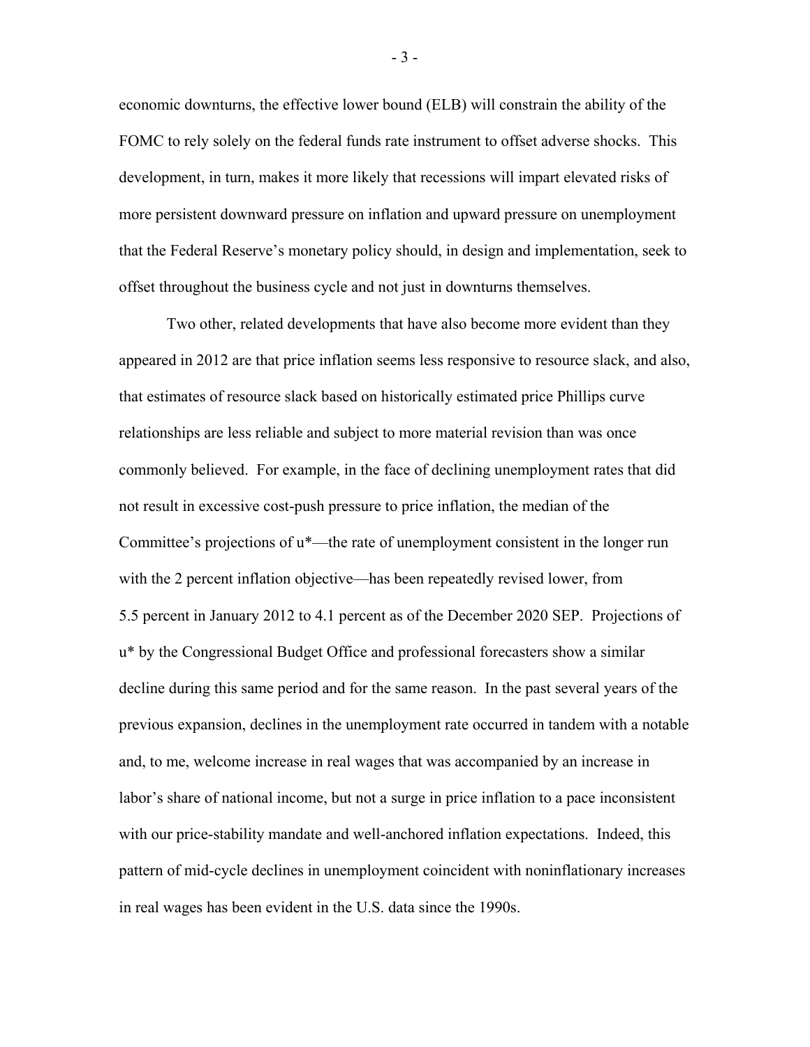economic downturns, the effective lower bound (ELB) will constrain the ability of the FOMC to rely solely on the federal funds rate instrument to offset adverse shocks. This development, in turn, makes it more likely that recessions will impart elevated risks of more persistent downward pressure on inflation and upward pressure on unemployment that the Federal Reserve's monetary policy should, in design and implementation, seek to offset throughout the business cycle and not just in downturns themselves.

Two other, related developments that have also become more evident than they appeared in 2012 are that price inflation seems less responsive to resource slack, and also, that estimates of resource slack based on historically estimated price Phillips curve relationships are less reliable and subject to more material revision than was once commonly believed. For example, in the face of declining unemployment rates that did not result in excessive cost-push pressure to price inflation, the median of the Committee's projections of u*—the rate of unemployment consistent in the longer run with the 2 percent inflation objective—has been repeatedly revised lower, from 5.5 percent in January 2012 to 4.1 percent as of the December 2020 SEP. Projections of u* by the Congressional Budget Office and professional forecasters show a similar decline during this same period and for the same reason. In the past several years of the previous expansion, declines in the unemployment rate occurred in tandem with a notable and, to me, welcome increase in real wages that was accompanied by an increase in labor's share of national income, but not a surge in price inflation to a pace inconsistent with our price-stability mandate and well-anchored inflation expectations. Indeed, this pattern of mid-cycle declines in unemployment coincident with noninflationary increases in real wages has been evident in the U.S. data since the 1990s.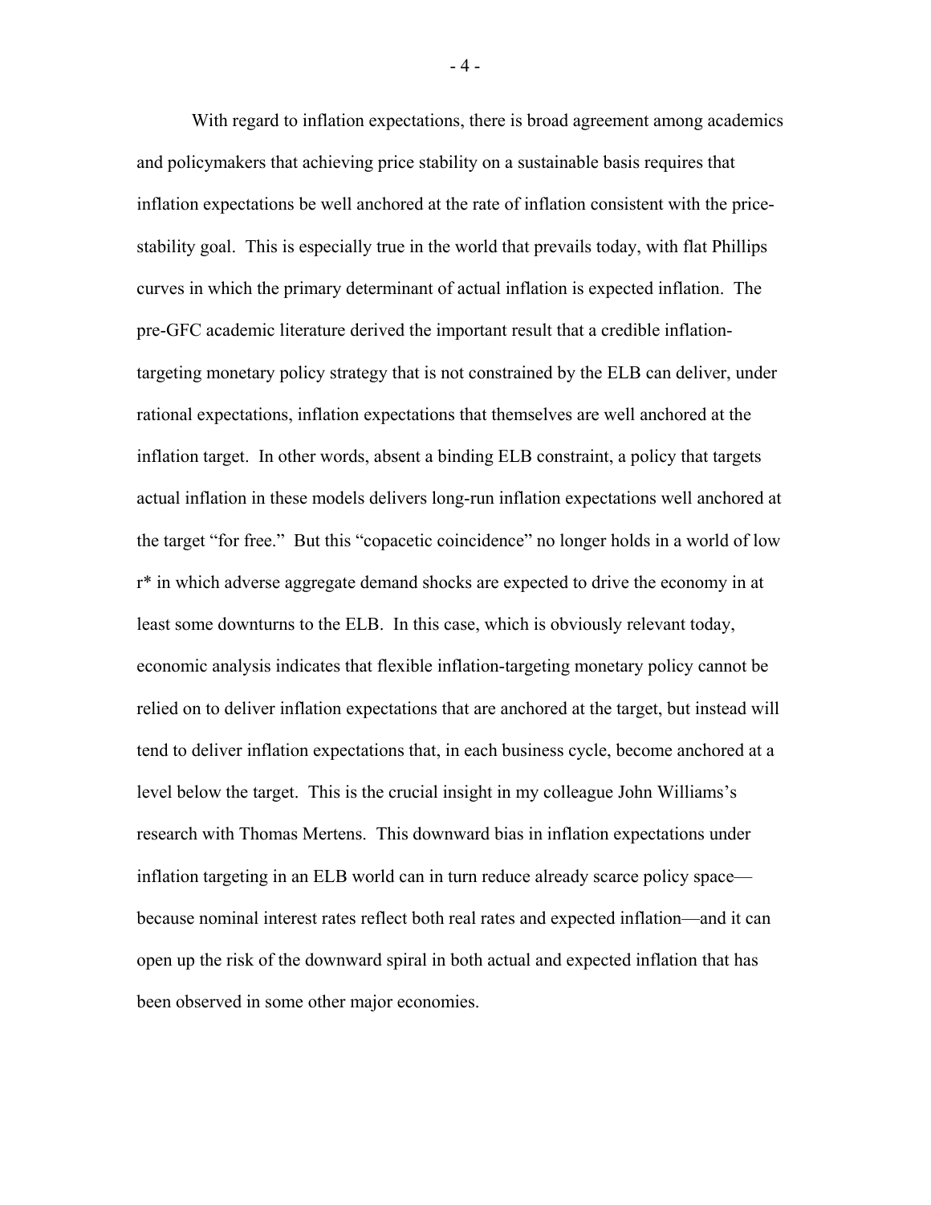With regard to inflation expectations, there is broad agreement among academics and policymakers that achieving price stability on a sustainable basis requires that inflation expectations be well anchored at the rate of inflation consistent with the price-stability goal. This is especially true in the world that prevails today, with flat Phillips curves in which the primary determinant of actual inflation is expected inflation. The pre-GFC academic literature derived the important result that a credible inflation-targeting monetary policy strategy that is not constrained by the ELB can deliver, under rational expectations, inflation expectations that themselves are well anchored at the inflation target. In other words, absent a binding ELB constraint, a policy that targets actual inflation in these models delivers long-run inflation expectations well anchored at the target "for free." But this "copacetic coincidence" no longer holds in a world of low r* in which adverse aggregate demand shocks are expected to drive the economy in at least some downturns to the ELB. In this case, which is obviously relevant today, economic analysis indicates that flexible inflation-targeting monetary policy cannot be relied on to deliver inflation expectations that are anchored at the target, but instead will tend to deliver inflation expectations that, in each business cycle, become anchored at a level below the target. This is the crucial insight in my colleague John Williams's research with Thomas Mertens. This downward bias in inflation expectations under inflation targeting in an ELB world can in turn reduce already scarce policy space—because nominal interest rates reflect both real rates and expected inflation—and it can open up the risk of the downward spiral in both actual and expected inflation that has been observed in some other major economies.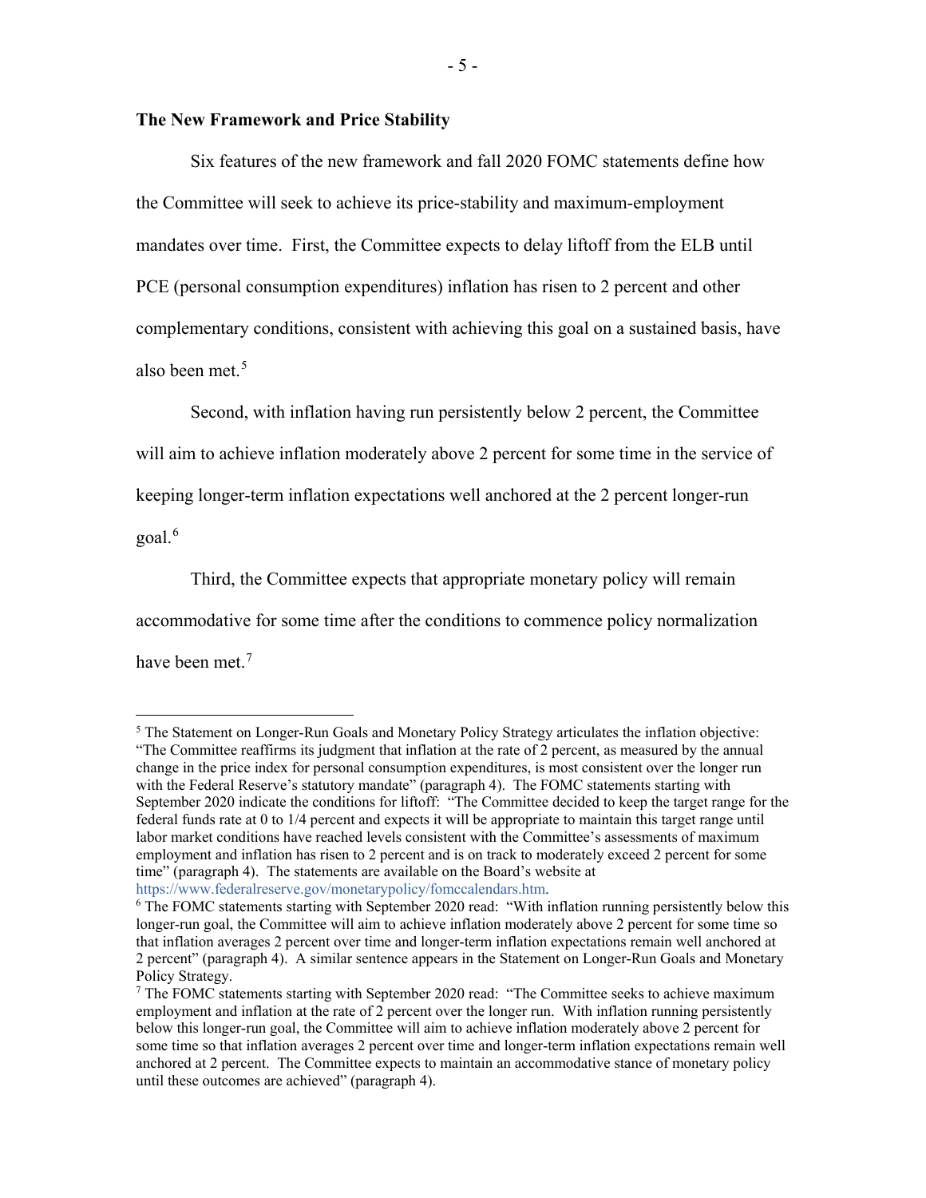## The New Framework and Price Stability

Six features of the new framework and fall 2020 FOMC statements define how the Committee will seek to achieve its price-stability and maximum-employment mandates over time. First, the Committee expects to delay liftoff from the ELB until PCE (personal consumption expenditures) inflation has risen to 2 percent and other complementary conditions, consistent with achieving this goal on a sustained basis, have also been met.[5]

Second, with inflation having run persistently below 2 percent, the Committee will aim to achieve inflation moderately above 2 percent for some time in the service of keeping longer-term inflation expectations well anchored at the 2 percent longer-run goal.[6]

Third, the Committee expects that appropriate monetary policy will remain accommodative for some time after the conditions to commence policy normalization have been met.[7]

---

[5] The Statement on Longer-Run Goals and Monetary Policy Strategy articulates the inflation objective: "The Committee reaffirms its judgment that inflation at the rate of 2 percent, as measured by the annual change in the price index for personal consumption expenditures, is most consistent over the longer run with the Federal Reserve's statutory mandate" (paragraph 4). The FOMC statements starting with September 2020 indicate the conditions for liftoff: "The Committee decided to keep the target range for the federal funds rate at 0 to 1/4 percent and expects it will be appropriate to maintain this target range until labor market conditions have reached levels consistent with the Committee's assessments of maximum employment and inflation has risen to 2 percent and is on track to moderately exceed 2 percent for some time" (paragraph 4). The statements are available on the Board's website at https://www.federalreserve.gov/monetarypolicy/fomccalendars.htm.

[6] The FOMC statements starting with September 2020 read: "With inflation running persistently below this longer-run goal, the Committee will aim to achieve inflation moderately above 2 percent for some time so that inflation averages 2 percent over time and longer-term inflation expectations remain well anchored at 2 percent" (paragraph 4). A similar sentence appears in the Statement on Longer-Run Goals and Monetary Policy Strategy.

[7] The FOMC statements starting with September 2020 read: "The Committee seeks to achieve maximum employment and inflation at the rate of 2 percent over the longer run. With inflation running persistently below this longer-run goal, the Committee will aim to achieve inflation moderately above 2 percent for some time so that inflation averages 2 percent over time and longer-term inflation expectations remain well anchored at 2 percent. The Committee expects to maintain an accommodative stance of monetary policy until these outcomes are achieved" (paragraph 4).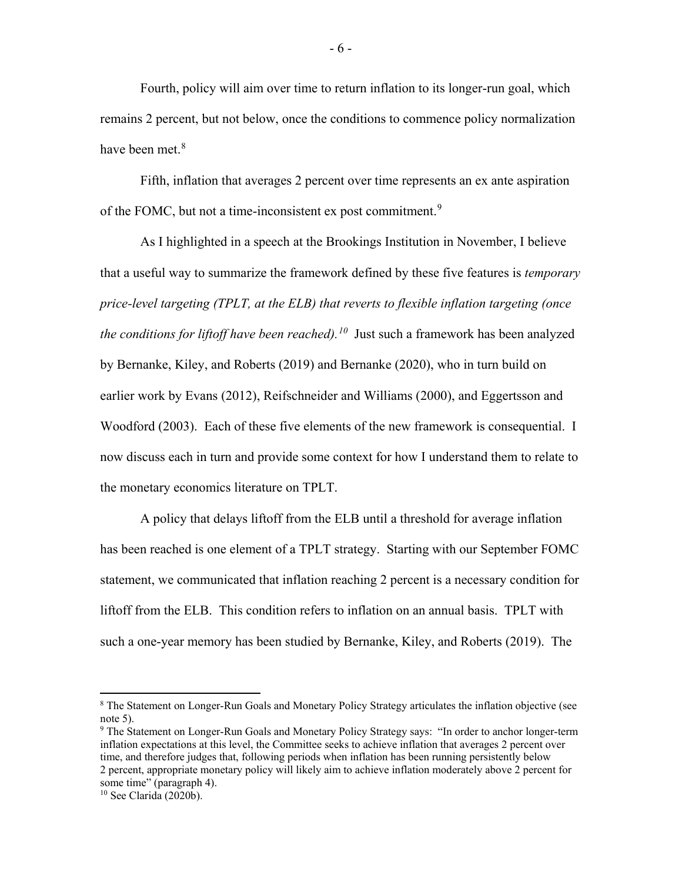Fourth, policy will aim over time to return inflation to its longer-run goal, which remains 2 percent, but not below, once the conditions to commence policy normalization have been met.[8]

Fifth, inflation that averages 2 percent over time represents an ex ante aspiration of the FOMC, but not a time-inconsistent ex post commitment.[9]

As I highlighted in a speech at the Brookings Institution in November, I believe that a useful way to summarize the framework defined by these five features is *temporary price-level targeting (TPLT, at the ELB) that reverts to flexible inflation targeting (once the conditions for liftoff have been reached).*[10] Just such a framework has been analyzed by Bernanke, Kiley, and Roberts (2019) and Bernanke (2020), who in turn build on earlier work by Evans (2012), Reifschneider and Williams (2000), and Eggertsson and Woodford (2003). Each of these five elements of the new framework is consequential. I now discuss each in turn and provide some context for how I understand them to relate to the monetary economics literature on TPLT.

A policy that delays liftoff from the ELB until a threshold for average inflation has been reached is one element of a TPLT strategy. Starting with our September FOMC statement, we communicated that inflation reaching 2 percent is a necessary condition for liftoff from the ELB. This condition refers to inflation on an annual basis. TPLT with such a one-year memory has been studied by Bernanke, Kiley, and Roberts (2019). The

---

[8] The Statement on Longer-Run Goals and Monetary Policy Strategy articulates the inflation objective (see note 5).

[9] The Statement on Longer-Run Goals and Monetary Policy Strategy says: "In order to anchor longer-term inflation expectations at this level, the Committee seeks to achieve inflation that averages 2 percent over time, and therefore judges that, following periods when inflation has been running persistently below 2 percent, appropriate monetary policy will likely aim to achieve inflation moderately above 2 percent for some time" (paragraph 4).

[10] See Clarida (2020b).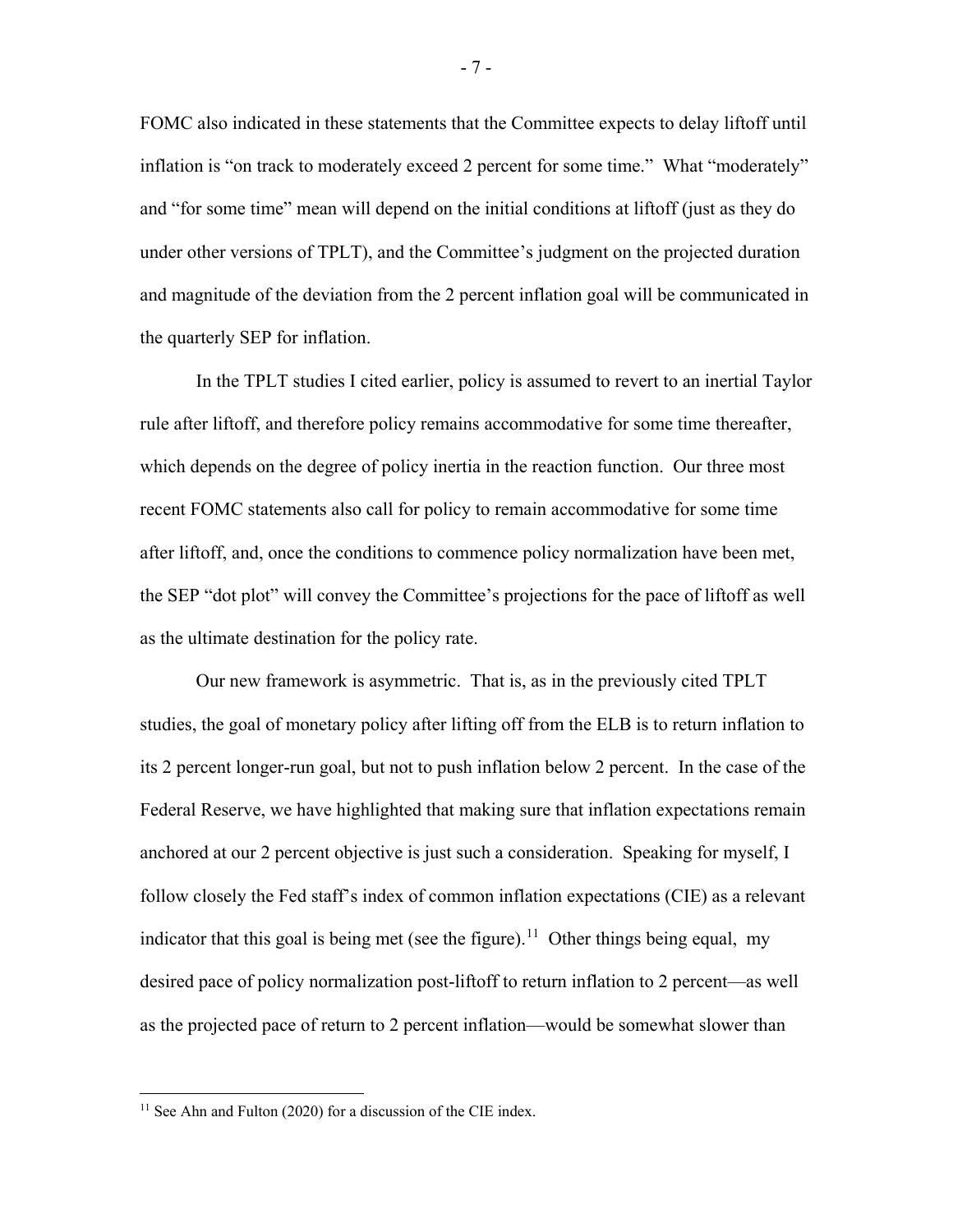FOMC also indicated in these statements that the Committee expects to delay liftoff until inflation is "on track to moderately exceed 2 percent for some time." What "moderately" and "for some time" mean will depend on the initial conditions at liftoff (just as they do under other versions of TPLT), and the Committee's judgment on the projected duration and magnitude of the deviation from the 2 percent inflation goal will be communicated in the quarterly SEP for inflation.

In the TPLT studies I cited earlier, policy is assumed to revert to an inertial Taylor rule after liftoff, and therefore policy remains accommodative for some time thereafter, which depends on the degree of policy inertia in the reaction function. Our three most recent FOMC statements also call for policy to remain accommodative for some time after liftoff, and, once the conditions to commence policy normalization have been met, the SEP "dot plot" will convey the Committee's projections for the pace of liftoff as well as the ultimate destination for the policy rate.

Our new framework is asymmetric. That is, as in the previously cited TPLT studies, the goal of monetary policy after lifting off from the ELB is to return inflation to its 2 percent longer-run goal, but not to push inflation below 2 percent. In the case of the Federal Reserve, we have highlighted that making sure that inflation expectations remain anchored at our 2 percent objective is just such a consideration. Speaking for myself, I follow closely the Fed staff's index of common inflation expectations (CIE) as a relevant indicator that this goal is being met (see the figure).[11] Other things being equal, my desired pace of policy normalization post-liftoff to return inflation to 2 percent—as well as the projected pace of return to 2 percent inflation—would be somewhat slower than

[11] See Ahn and Fulton (2020) for a discussion of the CIE index.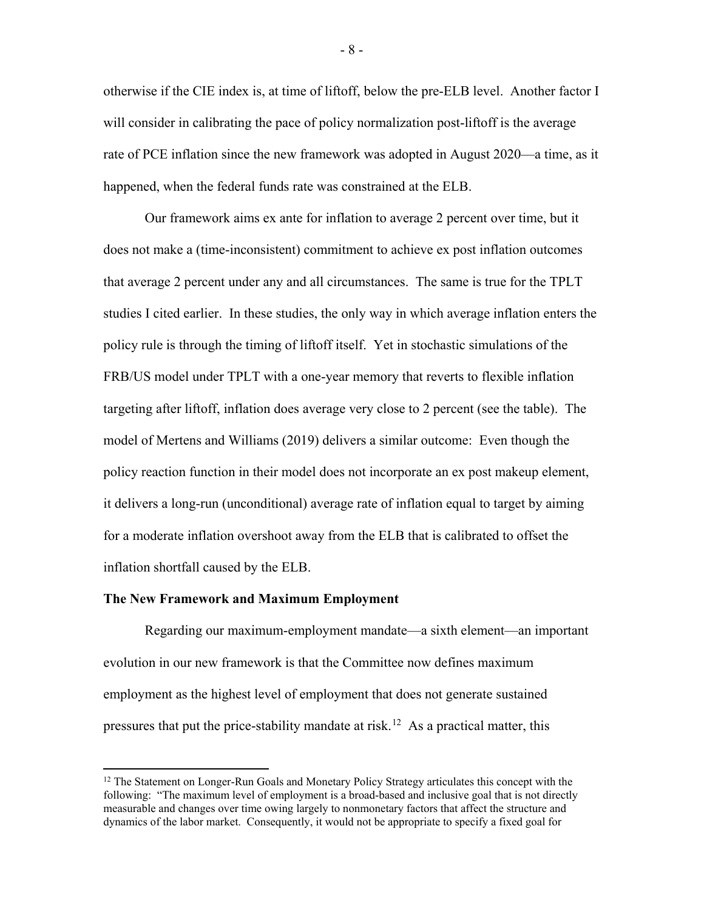otherwise if the CIE index is, at time of liftoff, below the pre-ELB level. Another factor I will consider in calibrating the pace of policy normalization post-liftoff is the average rate of PCE inflation since the new framework was adopted in August 2020—a time, as it happened, when the federal funds rate was constrained at the ELB.

Our framework aims ex ante for inflation to average 2 percent over time, but it does not make a (time-inconsistent) commitment to achieve ex post inflation outcomes that average 2 percent under any and all circumstances. The same is true for the TPLT studies I cited earlier. In these studies, the only way in which average inflation enters the policy rule is through the timing of liftoff itself. Yet in stochastic simulations of the FRB/US model under TPLT with a one-year memory that reverts to flexible inflation targeting after liftoff, inflation does average very close to 2 percent (see the table). The model of Mertens and Williams (2019) delivers a similar outcome: Even though the policy reaction function in their model does not incorporate an ex post makeup element, it delivers a long-run (unconditional) average rate of inflation equal to target by aiming for a moderate inflation overshoot away from the ELB that is calibrated to offset the inflation shortfall caused by the ELB.

**The New Framework and Maximum Employment**

Regarding our maximum-employment mandate—a sixth element—an important evolution in our new framework is that the Committee now defines maximum employment as the highest level of employment that does not generate sustained pressures that put the price-stability mandate at risk.[12] As a practical matter, this

[12] The Statement on Longer-Run Goals and Monetary Policy Strategy articulates this concept with the following: "The maximum level of employment is a broad-based and inclusive goal that is not directly measurable and changes over time owing largely to nonmonetary factors that affect the structure and dynamics of the labor market. Consequently, it would not be appropriate to specify a fixed goal for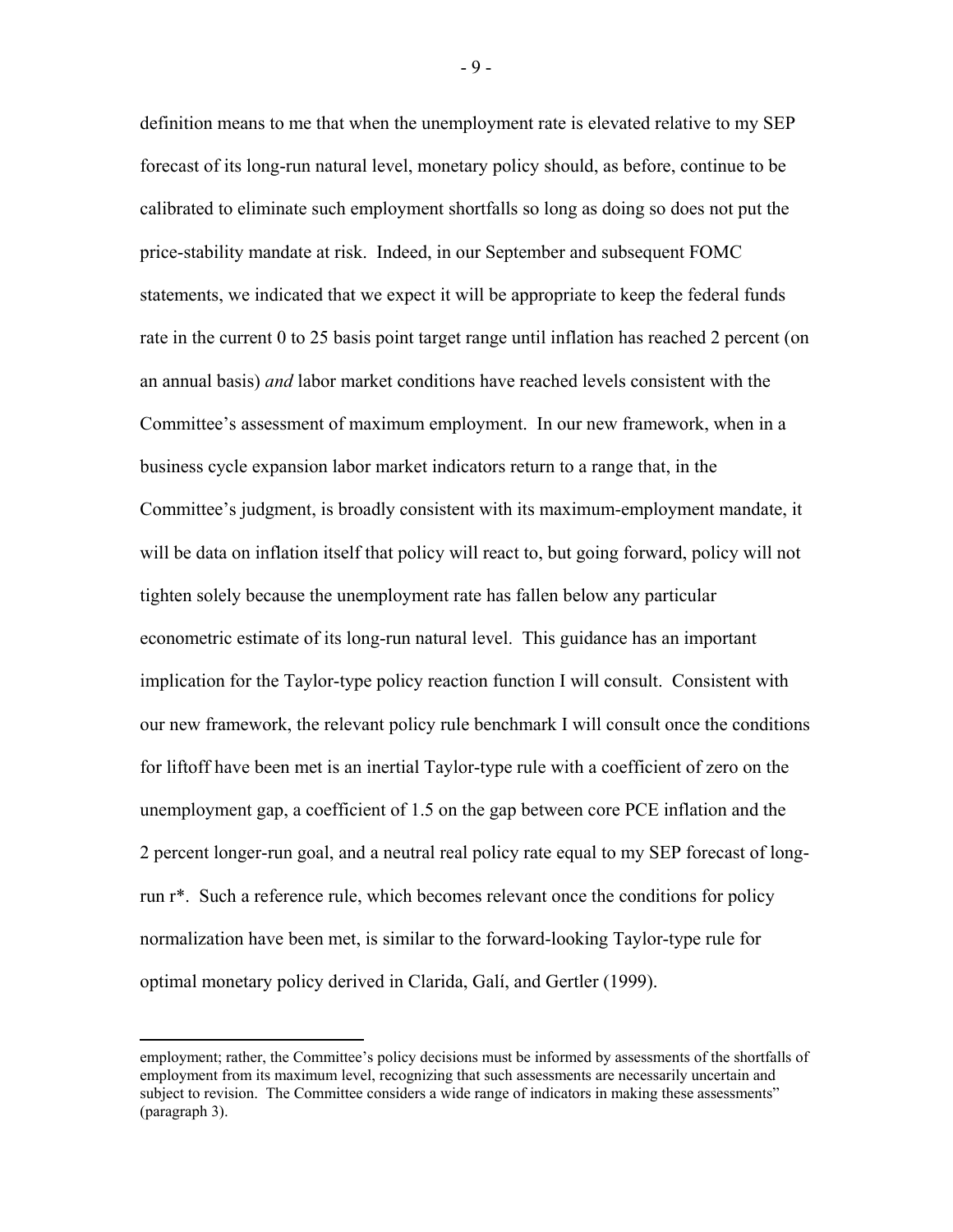definition means to me that when the unemployment rate is elevated relative to my SEP forecast of its long-run natural level, monetary policy should, as before, continue to be calibrated to eliminate such employment shortfalls so long as doing so does not put the price-stability mandate at risk. Indeed, in our September and subsequent FOMC statements, we indicated that we expect it will be appropriate to keep the federal funds rate in the current 0 to 25 basis point target range until inflation has reached 2 percent (on an annual basis) *and* labor market conditions have reached levels consistent with the Committee's assessment of maximum employment. In our new framework, when in a business cycle expansion labor market indicators return to a range that, in the Committee's judgment, is broadly consistent with its maximum-employment mandate, it will be data on inflation itself that policy will react to, but going forward, policy will not tighten solely because the unemployment rate has fallen below any particular econometric estimate of its long-run natural level. This guidance has an important implication for the Taylor-type policy reaction function I will consult. Consistent with our new framework, the relevant policy rule benchmark I will consult once the conditions for liftoff have been met is an inertial Taylor-type rule with a coefficient of zero on the unemployment gap, a coefficient of 1.5 on the gap between core PCE inflation and the 2 percent longer-run goal, and a neutral real policy rate equal to my SEP forecast of long-run r*. Such a reference rule, which becomes relevant once the conditions for policy normalization have been met, is similar to the forward-looking Taylor-type rule for optimal monetary policy derived in Clarida, Galí, and Gertler (1999).

employment; rather, the Committee's policy decisions must be informed by assessments of the shortfalls of employment from its maximum level, recognizing that such assessments are necessarily uncertain and subject to revision. The Committee considers a wide range of indicators in making these assessments" (paragraph 3).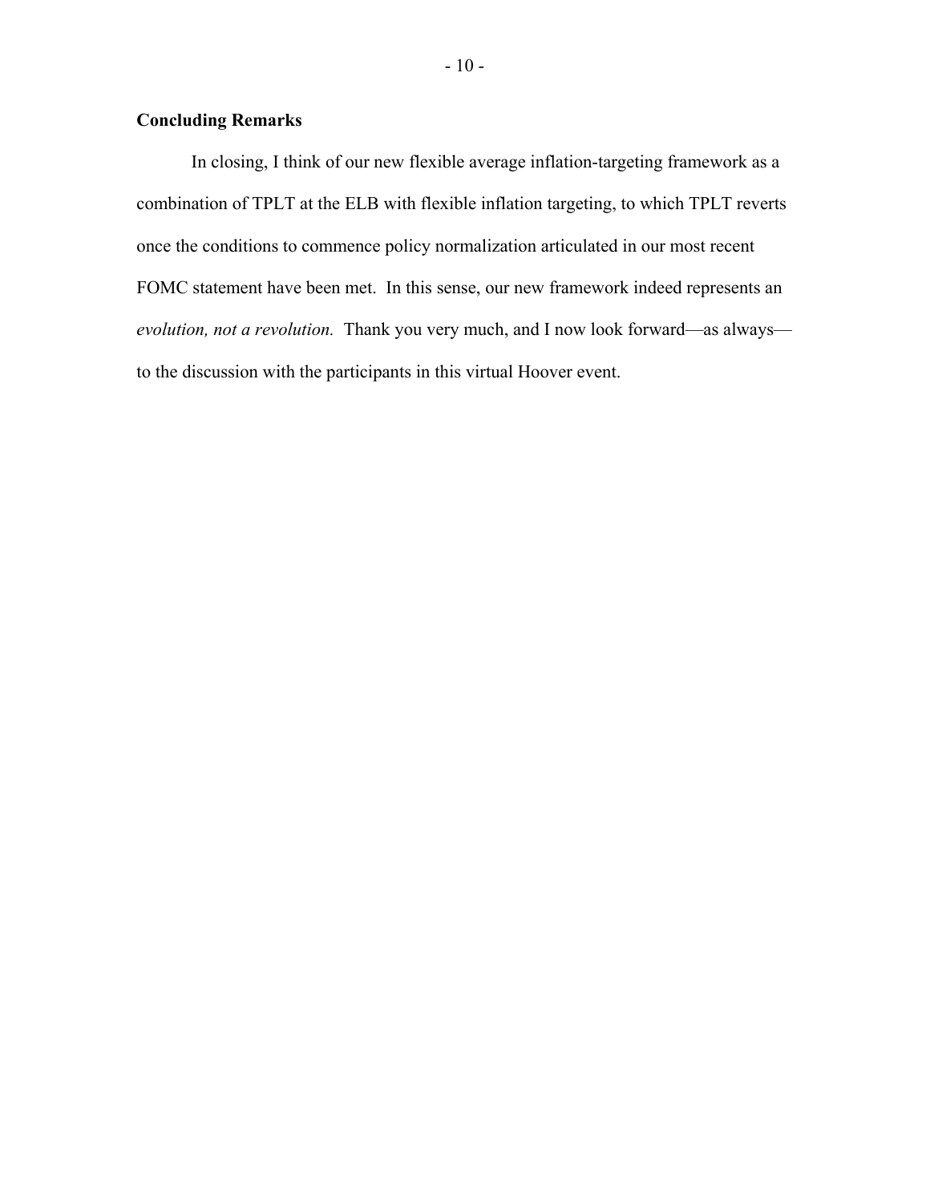## Concluding Remarks

In closing, I think of our new flexible average inflation-targeting framework as a combination of TPLT at the ELB with flexible inflation targeting, to which TPLT reverts once the conditions to commence policy normalization articulated in our most recent FOMC statement have been met. In this sense, our new framework indeed represents an *evolution, not a revolution.* Thank you very much, and I now look forward—as always—to the discussion with the participants in this virtual Hoover event.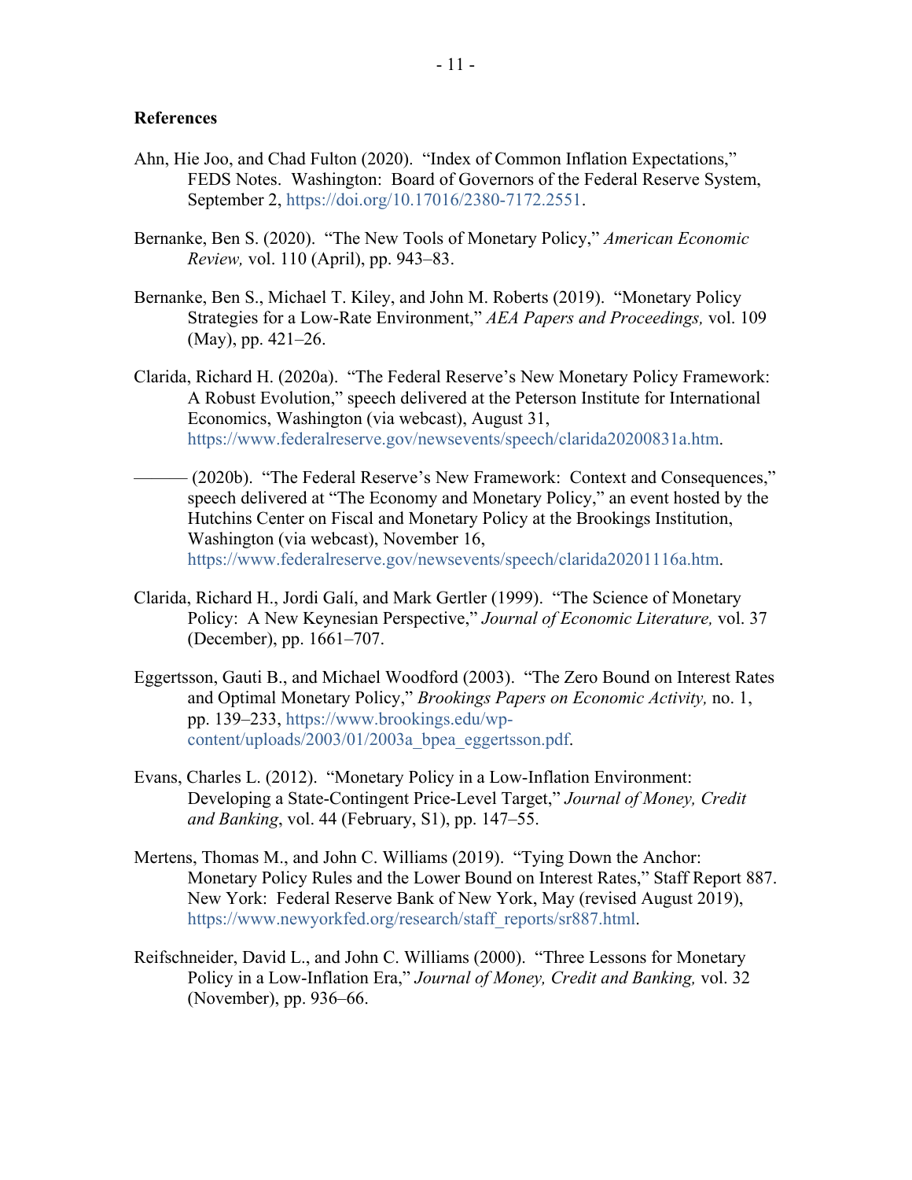**References**

Ahn, Hie Joo, and Chad Fulton (2020). "Index of Common Inflation Expectations," FEDS Notes. Washington: Board of Governors of the Federal Reserve System, September 2, https://doi.org/10.17016/2380-7172.2551.

Bernanke, Ben S. (2020). "The New Tools of Monetary Policy," *American Economic Review,* vol. 110 (April), pp. 943–83.

Bernanke, Ben S., Michael T. Kiley, and John M. Roberts (2019). "Monetary Policy Strategies for a Low-Rate Environment," *AEA Papers and Proceedings,* vol. 109 (May), pp. 421–26.

Clarida, Richard H. (2020a). "The Federal Reserve's New Monetary Policy Framework: A Robust Evolution," speech delivered at the Peterson Institute for International Economics, Washington (via webcast), August 31, https://www.federalreserve.gov/newsevents/speech/clarida20200831a.htm.

——— (2020b). "The Federal Reserve's New Framework: Context and Consequences," speech delivered at "The Economy and Monetary Policy," an event hosted by the Hutchins Center on Fiscal and Monetary Policy at the Brookings Institution, Washington (via webcast), November 16, https://www.federalreserve.gov/newsevents/speech/clarida20201116a.htm.

Clarida, Richard H., Jordi Galí, and Mark Gertler (1999). "The Science of Monetary Policy: A New Keynesian Perspective," *Journal of Economic Literature,* vol. 37 (December), pp. 1661–707.

Eggertsson, Gauti B., and Michael Woodford (2003). "The Zero Bound on Interest Rates and Optimal Monetary Policy," *Brookings Papers on Economic Activity,* no. 1, pp. 139–233, https://www.brookings.edu/wp-content/uploads/2003/01/2003a_bpea_eggertsson.pdf.

Evans, Charles L. (2012). "Monetary Policy in a Low-Inflation Environment: Developing a State-Contingent Price-Level Target," *Journal of Money, Credit and Banking*, vol. 44 (February, S1), pp. 147–55.

Mertens, Thomas M., and John C. Williams (2019). "Tying Down the Anchor: Monetary Policy Rules and the Lower Bound on Interest Rates," Staff Report 887. New York: Federal Reserve Bank of New York, May (revised August 2019), https://www.newyorkfed.org/research/staff_reports/sr887.html.

Reifschneider, David L., and John C. Williams (2000). "Three Lessons for Monetary Policy in a Low-Inflation Era," *Journal of Money, Credit and Banking,* vol. 32 (November), pp. 936–66.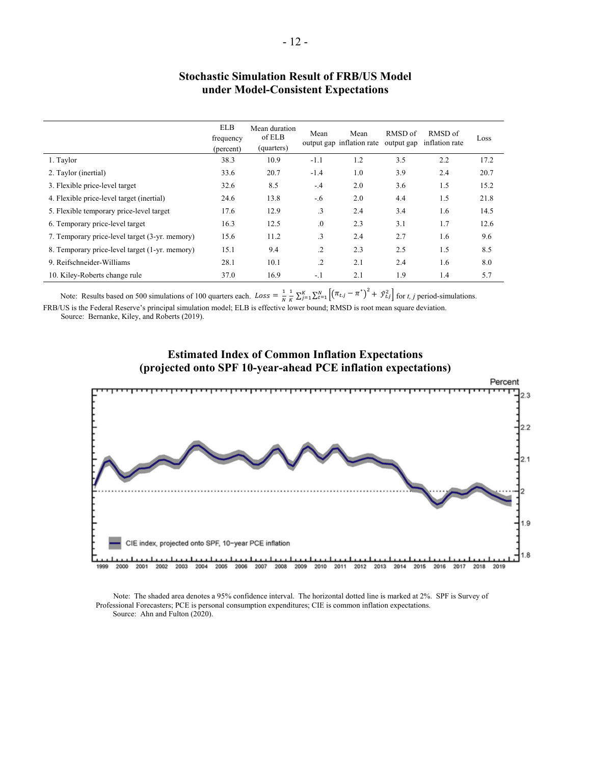**Stochastic Simulation Result of FRB/US Model under Model-Consistent Expectations**

| | ELB frequency (percent) | Mean duration of ELB (quarters) | Mean output gap | Mean inflation rate | RMSD of output gap | RMSD of inflation rate | Loss |
|---|---|---|---|---|---|---|---|
| 1. Taylor | 38.3 | 10.9 | -1.1 | 1.2 | 3.5 | 2.2 | 17.2 |
| 2. Taylor (inertial) | 33.6 | 20.7 | -1.4 | 1.0 | 3.9 | 2.4 | 20.7 |
| 3. Flexible price-level target | 32.6 | 8.5 | -.4 | 2.0 | 3.6 | 1.5 | 15.2 |
| 4. Flexible price-level target (inertial) | 24.6 | 13.8 | -.6 | 2.0 | 4.4 | 1.5 | 21.8 |
| 5. Flexible temporary price-level target | 17.6 | 12.9 | .3 | 2.4 | 3.4 | 1.6 | 14.5 |
| 6. Temporary price-level target | 16.3 | 12.5 | .0 | 2.3 | 3.1 | 1.7 | 12.6 |
| 7. Temporary price-level target (3-yr. memory) | 15.6 | 11.2 | .3 | 2.4 | 2.7 | 1.6 | 9.6 |
| 8. Temporary price-level target (1-yr. memory) | 15.1 | 9.4 | .2 | 2.3 | 2.5 | 1.5 | 8.5 |
| 9. Reifschneider-Williams | 28.1 | 10.1 | .2 | 2.1 | 2.4 | 1.6 | 8.0 |
| 10. Kiley-Roberts change rule | 37.0 | 16.9 | -.1 | 2.1 | 1.9 | 1.4 | 5.7 |

Note: Results based on 500 simulations of 100 quarters each. $Loss = \frac{1}{N}\frac{1}{K}\sum_{j=1}^{K}\sum_{t=1}^{N}\left[\left(\pi_{t,j} - \pi^*\right)^2 + \hat{y}_{t,j}^2\right]$ for *t, j* period-simulations. FRB/US is the Federal Reserve's principal simulation model; ELB is effective lower bound; RMSD is root mean square deviation.

Source: Bernanke, Kiley, and Roberts (2019).

**Estimated Index of Common Inflation Expectations (projected onto SPF 10-year-ahead PCE inflation expectations)**

Percent

2.3

2.2

2.1

2

1.9

1.8

CIE index, projected onto SPF, 10-year PCE inflation

1999 2000 2001 2002 2003 2004 2005 2006 2007 2008 2009 2010 2011 2012 2013 2014 2015 2016 2017 2018 2019

Note: The shaded area denotes a 95% confidence interval. The horizontal dotted line is marked at 2%. SPF is Survey of Professional Forecasters; PCE is personal consumption expenditures; CIE is common inflation expectations.

Source: Ahn and Fulton (2020).